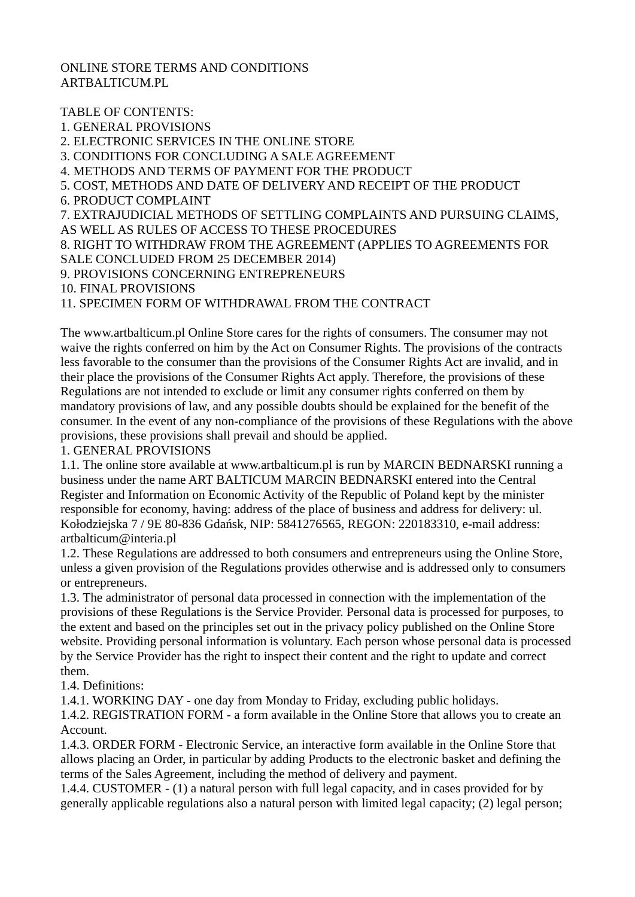# ONLINE STORE TERMS AND CONDITIONS
# ARTBALTICUM.PL

TABLE OF CONTENTS:
1. GENERAL PROVISIONS
2. ELECTRONIC SERVICES IN THE ONLINE STORE
3. CONDITIONS FOR CONCLUDING A SALE AGREEMENT
4. METHODS AND TERMS OF PAYMENT FOR THE PRODUCT
5. COST, METHODS AND DATE OF DELIVERY AND RECEIPT OF THE PRODUCT
6. PRODUCT COMPLAINT
7. EXTRAJUDICIAL METHODS OF SETTLING COMPLAINTS AND PURSUING CLAIMS, AS WELL AS RULES OF ACCESS TO THESE PROCEDURES
8. RIGHT TO WITHDRAW FROM THE AGREEMENT (APPLIES TO AGREEMENTS FOR SALE CONCLUDED FROM 25 DECEMBER 2014)
9. PROVISIONS CONCERNING ENTREPRENEURS
10. FINAL PROVISIONS
11. SPECIMEN FORM OF WITHDRAWAL FROM THE CONTRACT

The www.artbalticum.pl Online Store cares for the rights of consumers. The consumer may not waive the rights conferred on him by the Act on Consumer Rights. The provisions of the contracts less favorable to the consumer than the provisions of the Consumer Rights Act are invalid, and in their place the provisions of the Consumer Rights Act apply. Therefore, the provisions of these Regulations are not intended to exclude or limit any consumer rights conferred on them by mandatory provisions of law, and any possible doubts should be explained for the benefit of the consumer. In the event of any non-compliance of the provisions of these Regulations with the above provisions, these provisions shall prevail and should be applied.

## 1. GENERAL PROVISIONS

1.1. The online store available at www.artbalticum.pl is run by MARCIN BEDNARSKI running a business under the name ART BALTICUM MARCIN BEDNARSKI entered into the Central Register and Information on Economic Activity of the Republic of Poland kept by the minister responsible for economy, having: address of the place of business and address for delivery: ul. Kołodziejska 7 / 9E 80-836 Gdańsk, NIP: 5841276565, REGON: 220183310, e-mail address: artbalticum@interia.pl

1.2. These Regulations are addressed to both consumers and entrepreneurs using the Online Store, unless a given provision of the Regulations provides otherwise and is addressed only to consumers or entrepreneurs.

1.3. The administrator of personal data processed in connection with the implementation of the provisions of these Regulations is the Service Provider. Personal data is processed for purposes, to the extent and based on the principles set out in the privacy policy published on the Online Store website. Providing personal information is voluntary. Each person whose personal data is processed by the Service Provider has the right to inspect their content and the right to update and correct them.

1.4. Definitions:

1.4.1. WORKING DAY - one day from Monday to Friday, excluding public holidays.

1.4.2. REGISTRATION FORM - a form available in the Online Store that allows you to create an Account.

1.4.3. ORDER FORM - Electronic Service, an interactive form available in the Online Store that allows placing an Order, in particular by adding Products to the electronic basket and defining the terms of the Sales Agreement, including the method of delivery and payment.

1.4.4. CUSTOMER - (1) a natural person with full legal capacity, and in cases provided for by generally applicable regulations also a natural person with limited legal capacity; (2) legal person;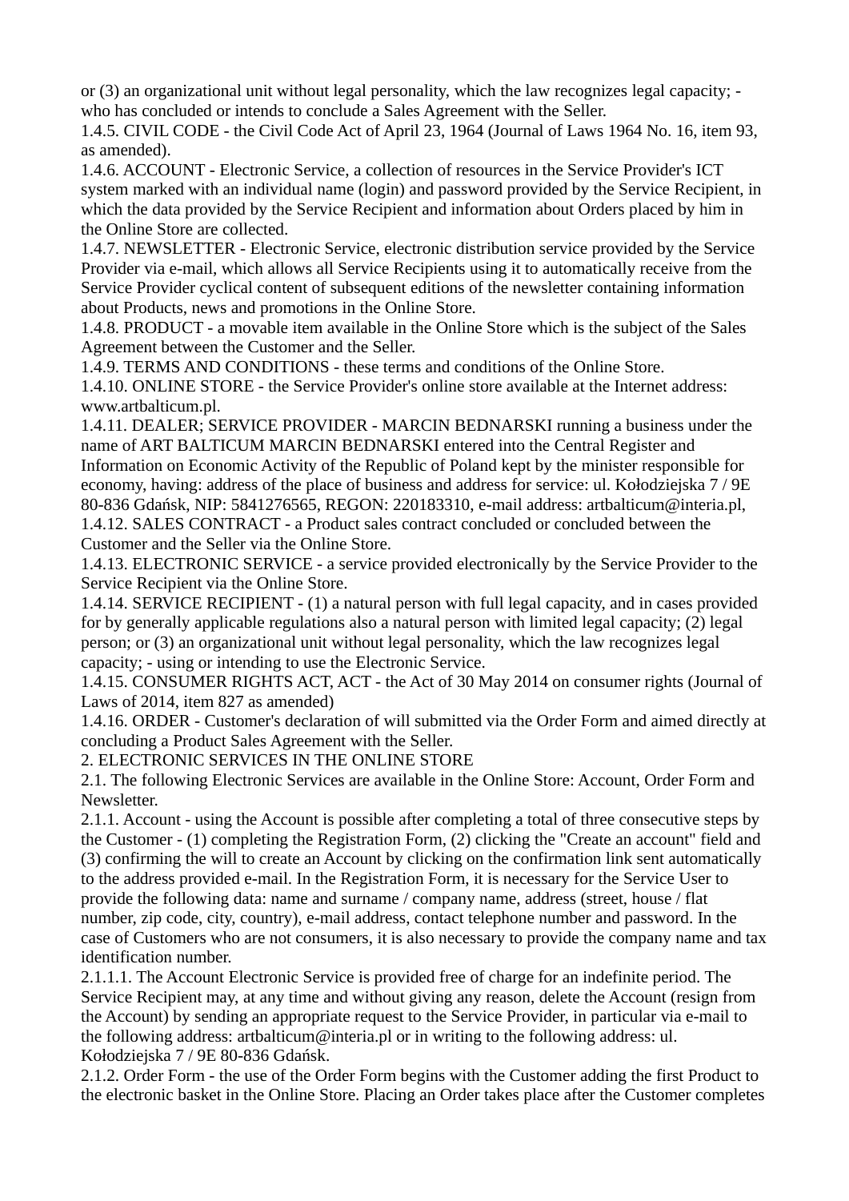or (3) an organizational unit without legal personality, which the law recognizes legal capacity; - who has concluded or intends to conclude a Sales Agreement with the Seller.

1.4.5. CIVIL CODE - the Civil Code Act of April 23, 1964 (Journal of Laws 1964 No. 16, item 93, as amended).

1.4.6. ACCOUNT - Electronic Service, a collection of resources in the Service Provider's ICT system marked with an individual name (login) and password provided by the Service Recipient, in which the data provided by the Service Recipient and information about Orders placed by him in the Online Store are collected.

1.4.7. NEWSLETTER - Electronic Service, electronic distribution service provided by the Service Provider via e-mail, which allows all Service Recipients using it to automatically receive from the Service Provider cyclical content of subsequent editions of the newsletter containing information about Products, news and promotions in the Online Store.

1.4.8. PRODUCT - a movable item available in the Online Store which is the subject of the Sales Agreement between the Customer and the Seller.

1.4.9. TERMS AND CONDITIONS - these terms and conditions of the Online Store.

1.4.10. ONLINE STORE - the Service Provider's online store available at the Internet address: www.artbalticum.pl.

1.4.11. DEALER; SERVICE PROVIDER - MARCIN BEDNARSKI running a business under the name of ART BALTICUM MARCIN BEDNARSKI entered into the Central Register and Information on Economic Activity of the Republic of Poland kept by the minister responsible for economy, having: address of the place of business and address for service: ul. Kołodziejska 7 / 9E 80-836 Gdańsk, NIP: 5841276565, REGON: 220183310, e-mail address: artbalticum@interia.pl,

1.4.12. SALES CONTRACT - a Product sales contract concluded or concluded between the Customer and the Seller via the Online Store.

1.4.13. ELECTRONIC SERVICE - a service provided electronically by the Service Provider to the Service Recipient via the Online Store.

1.4.14. SERVICE RECIPIENT - (1) a natural person with full legal capacity, and in cases provided for by generally applicable regulations also a natural person with limited legal capacity; (2) legal person; or (3) an organizational unit without legal personality, which the law recognizes legal capacity; - using or intending to use the Electronic Service.

1.4.15. CONSUMER RIGHTS ACT, ACT - the Act of 30 May 2014 on consumer rights (Journal of Laws of 2014, item 827 as amended)

1.4.16. ORDER - Customer's declaration of will submitted via the Order Form and aimed directly at concluding a Product Sales Agreement with the Seller.

## 2. ELECTRONIC SERVICES IN THE ONLINE STORE

2.1. The following Electronic Services are available in the Online Store: Account, Order Form and Newsletter.

2.1.1. Account - using the Account is possible after completing a total of three consecutive steps by the Customer - (1) completing the Registration Form, (2) clicking the "Create an account" field and (3) confirming the will to create an Account by clicking on the confirmation link sent automatically to the address provided e-mail. In the Registration Form, it is necessary for the Service User to provide the following data: name and surname / company name, address (street, house / flat number, zip code, city, country), e-mail address, contact telephone number and password. In the case of Customers who are not consumers, it is also necessary to provide the company name and tax identification number.

2.1.1.1. The Account Electronic Service is provided free of charge for an indefinite period. The Service Recipient may, at any time and without giving any reason, delete the Account (resign from the Account) by sending an appropriate request to the Service Provider, in particular via e-mail to the following address: artbalticum@interia.pl or in writing to the following address: ul. Kołodziejska 7 / 9E 80-836 Gdańsk.

2.1.2. Order Form - the use of the Order Form begins with the Customer adding the first Product to the electronic basket in the Online Store. Placing an Order takes place after the Customer completes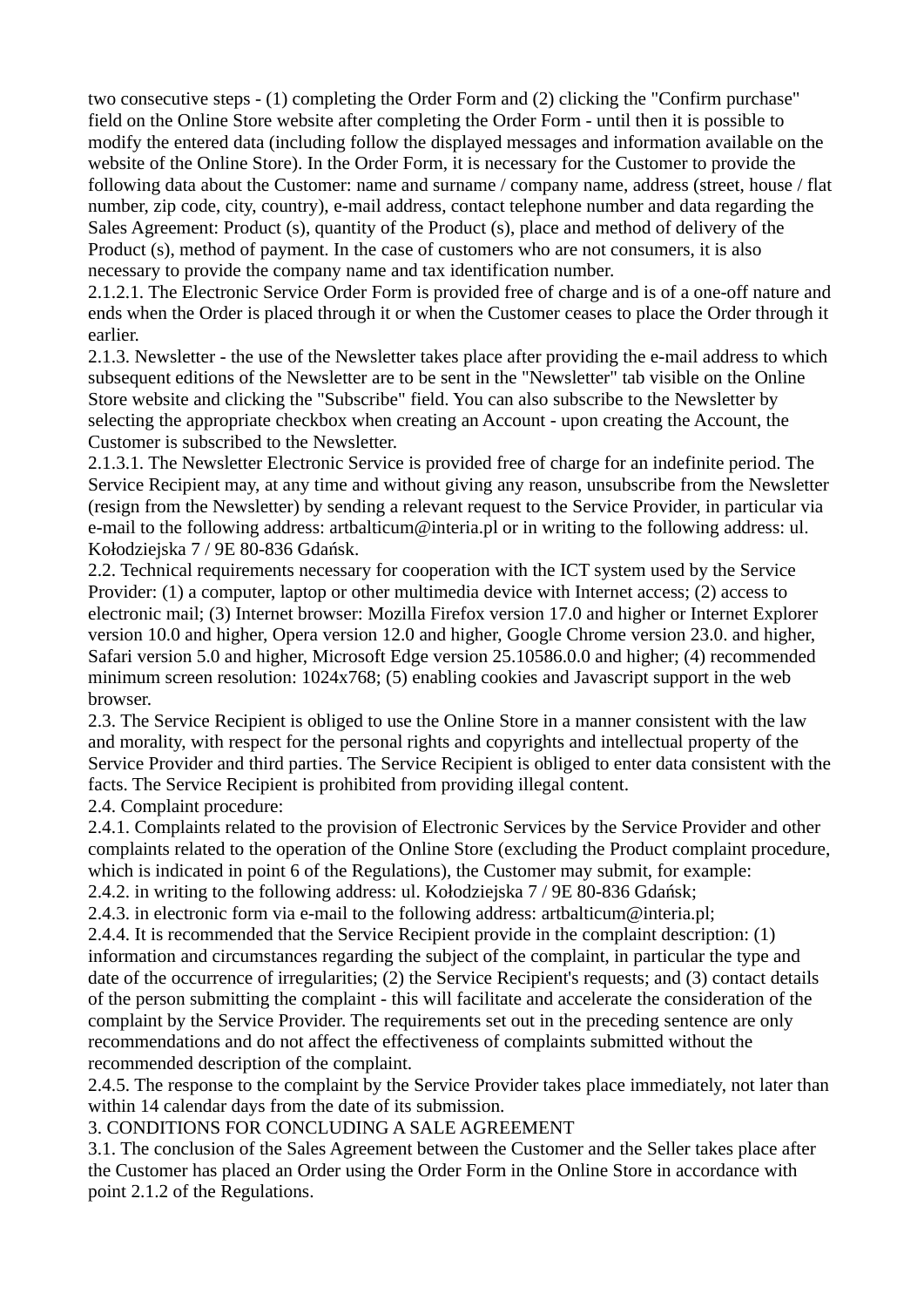two consecutive steps - (1) completing the Order Form and (2) clicking the "Confirm purchase" field on the Online Store website after completing the Order Form - until then it is possible to modify the entered data (including follow the displayed messages and information available on the website of the Online Store). In the Order Form, it is necessary for the Customer to provide the following data about the Customer: name and surname / company name, address (street, house / flat number, zip code, city, country), e-mail address, contact telephone number and data regarding the Sales Agreement: Product (s), quantity of the Product (s), place and method of delivery of the Product (s), method of payment. In the case of customers who are not consumers, it is also necessary to provide the company name and tax identification number.

2.1.2.1. The Electronic Service Order Form is provided free of charge and is of a one-off nature and ends when the Order is placed through it or when the Customer ceases to place the Order through it earlier.

2.1.3. Newsletter - the use of the Newsletter takes place after providing the e-mail address to which subsequent editions of the Newsletter are to be sent in the "Newsletter" tab visible on the Online Store website and clicking the "Subscribe" field. You can also subscribe to the Newsletter by selecting the appropriate checkbox when creating an Account - upon creating the Account, the Customer is subscribed to the Newsletter.

2.1.3.1. The Newsletter Electronic Service is provided free of charge for an indefinite period. The Service Recipient may, at any time and without giving any reason, unsubscribe from the Newsletter (resign from the Newsletter) by sending a relevant request to the Service Provider, in particular via e-mail to the following address: artbalticum@interia.pl or in writing to the following address: ul. Kołodziejska 7 / 9E 80-836 Gdańsk.

2.2. Technical requirements necessary for cooperation with the ICT system used by the Service Provider: (1) a computer, laptop or other multimedia device with Internet access; (2) access to electronic mail; (3) Internet browser: Mozilla Firefox version 17.0 and higher or Internet Explorer version 10.0 and higher, Opera version 12.0 and higher, Google Chrome version 23.0. and higher, Safari version 5.0 and higher, Microsoft Edge version 25.10586.0.0 and higher; (4) recommended minimum screen resolution: 1024x768; (5) enabling cookies and Javascript support in the web browser.

2.3. The Service Recipient is obliged to use the Online Store in a manner consistent with the law and morality, with respect for the personal rights and copyrights and intellectual property of the Service Provider and third parties. The Service Recipient is obliged to enter data consistent with the facts. The Service Recipient is prohibited from providing illegal content.

2.4. Complaint procedure:

2.4.1. Complaints related to the provision of Electronic Services by the Service Provider and other complaints related to the operation of the Online Store (excluding the Product complaint procedure, which is indicated in point 6 of the Regulations), the Customer may submit, for example:

2.4.2. in writing to the following address: ul. Kołodziejska 7 / 9E 80-836 Gdańsk;

2.4.3. in electronic form via e-mail to the following address: artbalticum@interia.pl;

2.4.4. It is recommended that the Service Recipient provide in the complaint description: (1) information and circumstances regarding the subject of the complaint, in particular the type and date of the occurrence of irregularities; (2) the Service Recipient's requests; and (3) contact details of the person submitting the complaint - this will facilitate and accelerate the consideration of the complaint by the Service Provider. The requirements set out in the preceding sentence are only recommendations and do not affect the effectiveness of complaints submitted without the recommended description of the complaint.

2.4.5. The response to the complaint by the Service Provider takes place immediately, not later than within 14 calendar days from the date of its submission.

3. CONDITIONS FOR CONCLUDING A SALE AGREEMENT

3.1. The conclusion of the Sales Agreement between the Customer and the Seller takes place after the Customer has placed an Order using the Order Form in the Online Store in accordance with point 2.1.2 of the Regulations.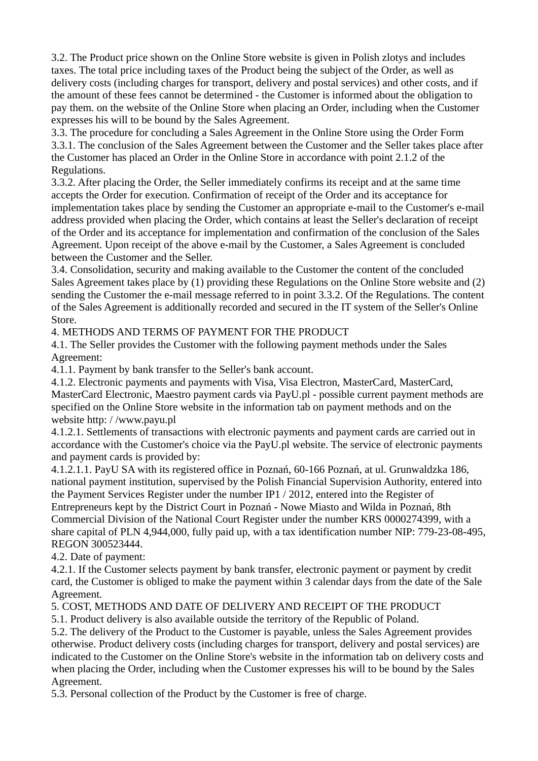3.2. The Product price shown on the Online Store website is given in Polish zlotys and includes taxes. The total price including taxes of the Product being the subject of the Order, as well as delivery costs (including charges for transport, delivery and postal services) and other costs, and if the amount of these fees cannot be determined - the Customer is informed about the obligation to pay them. on the website of the Online Store when placing an Order, including when the Customer expresses his will to be bound by the Sales Agreement.

3.3. The procedure for concluding a Sales Agreement in the Online Store using the Order Form

3.3.1. The conclusion of the Sales Agreement between the Customer and the Seller takes place after the Customer has placed an Order in the Online Store in accordance with point 2.1.2 of the Regulations.

3.3.2. After placing the Order, the Seller immediately confirms its receipt and at the same time accepts the Order for execution. Confirmation of receipt of the Order and its acceptance for implementation takes place by sending the Customer an appropriate e-mail to the Customer's e-mail address provided when placing the Order, which contains at least the Seller's declaration of receipt of the Order and its acceptance for implementation and confirmation of the conclusion of the Sales Agreement. Upon receipt of the above e-mail by the Customer, a Sales Agreement is concluded between the Customer and the Seller.

3.4. Consolidation, security and making available to the Customer the content of the concluded Sales Agreement takes place by (1) providing these Regulations on the Online Store website and (2) sending the Customer the e-mail message referred to in point 3.3.2. Of the Regulations. The content of the Sales Agreement is additionally recorded and secured in the IT system of the Seller's Online Store.

4. METHODS AND TERMS OF PAYMENT FOR THE PRODUCT

4.1. The Seller provides the Customer with the following payment methods under the Sales Agreement:

4.1.1. Payment by bank transfer to the Seller's bank account.

4.1.2. Electronic payments and payments with Visa, Visa Electron, MasterCard, MasterCard, MasterCard Electronic, Maestro payment cards via PayU.pl - possible current payment methods are specified on the Online Store website in the information tab on payment methods and on the website http: / /www.payu.pl

4.1.2.1. Settlements of transactions with electronic payments and payment cards are carried out in accordance with the Customer's choice via the PayU.pl website. The service of electronic payments and payment cards is provided by:

4.1.2.1.1. PayU SA with its registered office in Poznań, 60-166 Poznań, at ul. Grunwaldzka 186, national payment institution, supervised by the Polish Financial Supervision Authority, entered into the Payment Services Register under the number IP1 / 2012, entered into the Register of Entrepreneurs kept by the District Court in Poznań - Nowe Miasto and Wilda in Poznań, 8th Commercial Division of the National Court Register under the number KRS 0000274399, with a share capital of PLN 4,944,000, fully paid up, with a tax identification number NIP: 779-23-08-495, REGON 300523444.

4.2. Date of payment:

4.2.1. If the Customer selects payment by bank transfer, electronic payment or payment by credit card, the Customer is obliged to make the payment within 3 calendar days from the date of the Sale Agreement.

5. COST, METHODS AND DATE OF DELIVERY AND RECEIPT OF THE PRODUCT

5.1. Product delivery is also available outside the territory of the Republic of Poland.

5.2. The delivery of the Product to the Customer is payable, unless the Sales Agreement provides otherwise. Product delivery costs (including charges for transport, delivery and postal services) are indicated to the Customer on the Online Store's website in the information tab on delivery costs and when placing the Order, including when the Customer expresses his will to be bound by the Sales Agreement.

5.3. Personal collection of the Product by the Customer is free of charge.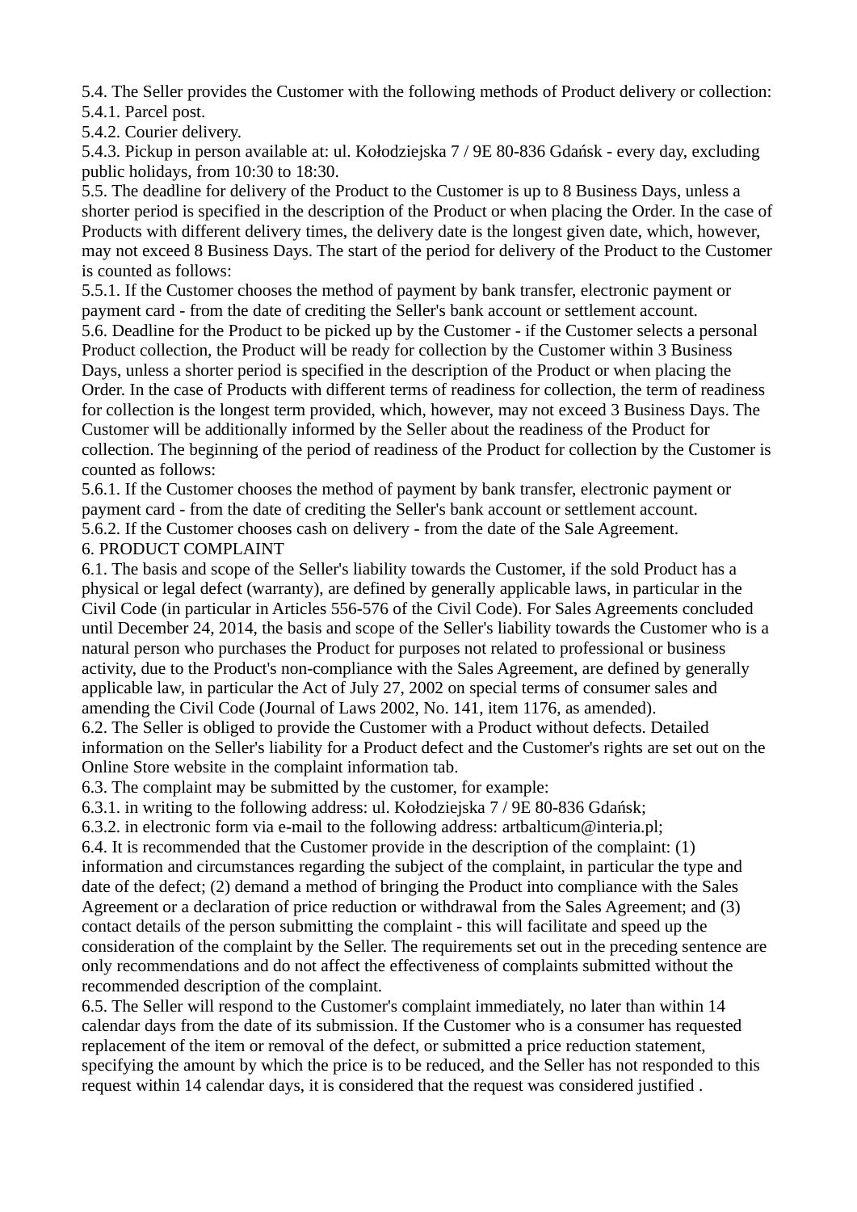5.4. The Seller provides the Customer with the following methods of Product delivery or collection:
5.4.1. Parcel post.
5.4.2. Courier delivery.
5.4.3. Pickup in person available at: ul. Kołodziejska 7 / 9E 80-836 Gdańsk - every day, excluding public holidays, from 10:30 to 18:30.
5.5. The deadline for delivery of the Product to the Customer is up to 8 Business Days, unless a shorter period is specified in the description of the Product or when placing the Order. In the case of Products with different delivery times, the delivery date is the longest given date, which, however, may not exceed 8 Business Days. The start of the period for delivery of the Product to the Customer is counted as follows:
5.5.1. If the Customer chooses the method of payment by bank transfer, electronic payment or payment card - from the date of crediting the Seller's bank account or settlement account.
5.6. Deadline for the Product to be picked up by the Customer - if the Customer selects a personal Product collection, the Product will be ready for collection by the Customer within 3 Business Days, unless a shorter period is specified in the description of the Product or when placing the Order. In the case of Products with different terms of readiness for collection, the term of readiness for collection is the longest term provided, which, however, may not exceed 3 Business Days. The Customer will be additionally informed by the Seller about the readiness of the Product for collection. The beginning of the period of readiness of the Product for collection by the Customer is counted as follows:
5.6.1. If the Customer chooses the method of payment by bank transfer, electronic payment or payment card - from the date of crediting the Seller's bank account or settlement account.
5.6.2. If the Customer chooses cash on delivery - from the date of the Sale Agreement.

## 6. PRODUCT COMPLAINT

6.1. The basis and scope of the Seller's liability towards the Customer, if the sold Product has a physical or legal defect (warranty), are defined by generally applicable laws, in particular in the Civil Code (in particular in Articles 556-576 of the Civil Code). For Sales Agreements concluded until December 24, 2014, the basis and scope of the Seller's liability towards the Customer who is a natural person who purchases the Product for purposes not related to professional or business activity, due to the Product's non-compliance with the Sales Agreement, are defined by generally applicable law, in particular the Act of July 27, 2002 on special terms of consumer sales and amending the Civil Code (Journal of Laws 2002, No. 141, item 1176, as amended).
6.2. The Seller is obliged to provide the Customer with a Product without defects. Detailed information on the Seller's liability for a Product defect and the Customer's rights are set out on the Online Store website in the complaint information tab.
6.3. The complaint may be submitted by the customer, for example:
6.3.1. in writing to the following address: ul. Kołodziejska 7 / 9E 80-836 Gdańsk;
6.3.2. in electronic form via e-mail to the following address: artbalticum@interia.pl;
6.4. It is recommended that the Customer provide in the description of the complaint: (1) information and circumstances regarding the subject of the complaint, in particular the type and date of the defect; (2) demand a method of bringing the Product into compliance with the Sales Agreement or a declaration of price reduction or withdrawal from the Sales Agreement; and (3) contact details of the person submitting the complaint - this will facilitate and speed up the consideration of the complaint by the Seller. The requirements set out in the preceding sentence are only recommendations and do not affect the effectiveness of complaints submitted without the recommended description of the complaint.
6.5. The Seller will respond to the Customer's complaint immediately, no later than within 14 calendar days from the date of its submission. If the Customer who is a consumer has requested replacement of the item or removal of the defect, or submitted a price reduction statement, specifying the amount by which the price is to be reduced, and the Seller has not responded to this request within 14 calendar days, it is considered that the request was considered justified .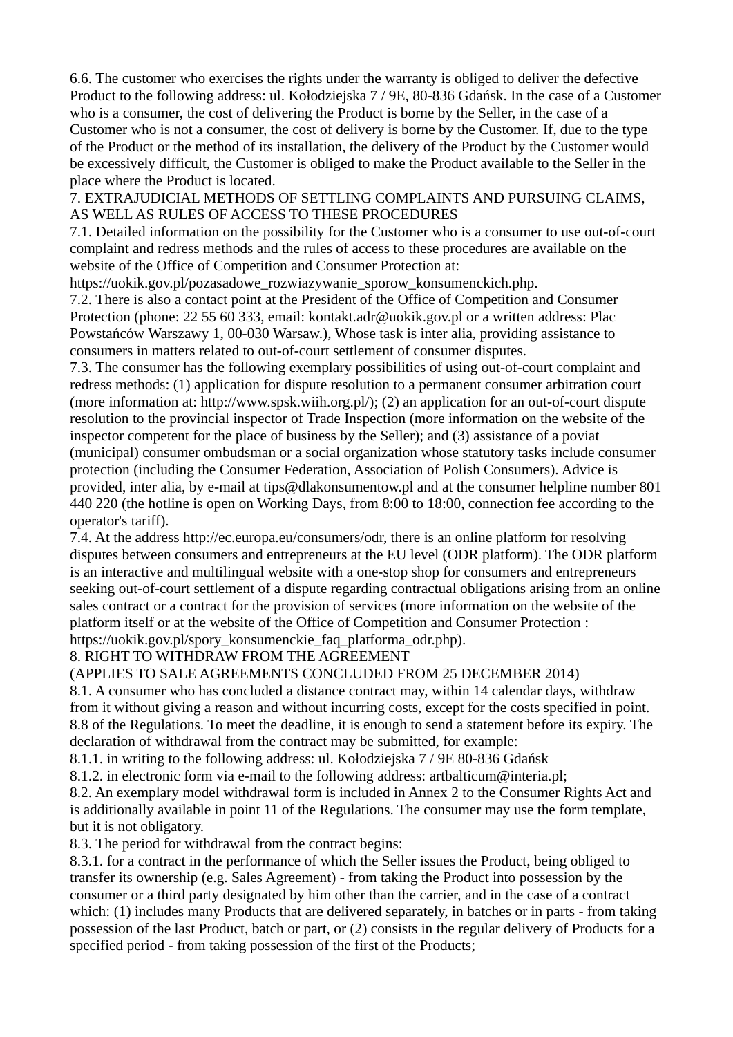6.6. The customer who exercises the rights under the warranty is obliged to deliver the defective Product to the following address: ul. Kołodziejska 7 / 9E, 80-836 Gdańsk. In the case of a Customer who is a consumer, the cost of delivering the Product is borne by the Seller, in the case of a Customer who is not a consumer, the cost of delivery is borne by the Customer. If, due to the type of the Product or the method of its installation, the delivery of the Product by the Customer would be excessively difficult, the Customer is obliged to make the Product available to the Seller in the place where the Product is located.

## 7. EXTRAJUDICIAL METHODS OF SETTLING COMPLAINTS AND PURSUING CLAIMS, AS WELL AS RULES OF ACCESS TO THESE PROCEDURES

7.1. Detailed information on the possibility for the Customer who is a consumer to use out-of-court complaint and redress methods and the rules of access to these procedures are available on the website of the Office of Competition and Consumer Protection at: https://uokik.gov.pl/pozasadowe_rozwiazywanie_sporow_konsumenckich.php.

7.2. There is also a contact point at the President of the Office of Competition and Consumer Protection (phone: 22 55 60 333, email: kontakt.adr@uokik.gov.pl or a written address: Plac Powstańców Warszawy 1, 00-030 Warsaw.), Whose task is inter alia, providing assistance to consumers in matters related to out-of-court settlement of consumer disputes.

7.3. The consumer has the following exemplary possibilities of using out-of-court complaint and redress methods: (1) application for dispute resolution to a permanent consumer arbitration court (more information at: http://www.spsk.wiih.org.pl/); (2) an application for an out-of-court dispute resolution to the provincial inspector of Trade Inspection (more information on the website of the inspector competent for the place of business by the Seller); and (3) assistance of a poviat (municipal) consumer ombudsman or a social organization whose statutory tasks include consumer protection (including the Consumer Federation, Association of Polish Consumers). Advice is provided, inter alia, by e-mail at tips@dlakonsumentow.pl and at the consumer helpline number 801 440 220 (the hotline is open on Working Days, from 8:00 to 18:00, connection fee according to the operator's tariff).

7.4. At the address http://ec.europa.eu/consumers/odr, there is an online platform for resolving disputes between consumers and entrepreneurs at the EU level (ODR platform). The ODR platform is an interactive and multilingual website with a one-stop shop for consumers and entrepreneurs seeking out-of-court settlement of a dispute regarding contractual obligations arising from an online sales contract or a contract for the provision of services (more information on the website of the platform itself or at the website of the Office of Competition and Consumer Protection : https://uokik.gov.pl/spory_konsumenckie_faq_platforma_odr.php).

## 8. RIGHT TO WITHDRAW FROM THE AGREEMENT
(APPLIES TO SALE AGREEMENTS CONCLUDED FROM 25 DECEMBER 2014)

8.1. A consumer who has concluded a distance contract may, within 14 calendar days, withdraw from it without giving a reason and without incurring costs, except for the costs specified in point. 8.8 of the Regulations. To meet the deadline, it is enough to send a statement before its expiry. The declaration of withdrawal from the contract may be submitted, for example:

8.1.1. in writing to the following address: ul. Kołodziejska 7 / 9E 80-836 Gdańsk

8.1.2. in electronic form via e-mail to the following address: artbalticum@interia.pl;

8.2. An exemplary model withdrawal form is included in Annex 2 to the Consumer Rights Act and is additionally available in point 11 of the Regulations. The consumer may use the form template, but it is not obligatory.

8.3. The period for withdrawal from the contract begins:

8.3.1. for a contract in the performance of which the Seller issues the Product, being obliged to transfer its ownership (e.g. Sales Agreement) - from taking the Product into possession by the consumer or a third party designated by him other than the carrier, and in the case of a contract which: (1) includes many Products that are delivered separately, in batches or in parts - from taking possession of the last Product, batch or part, or (2) consists in the regular delivery of Products for a specified period - from taking possession of the first of the Products;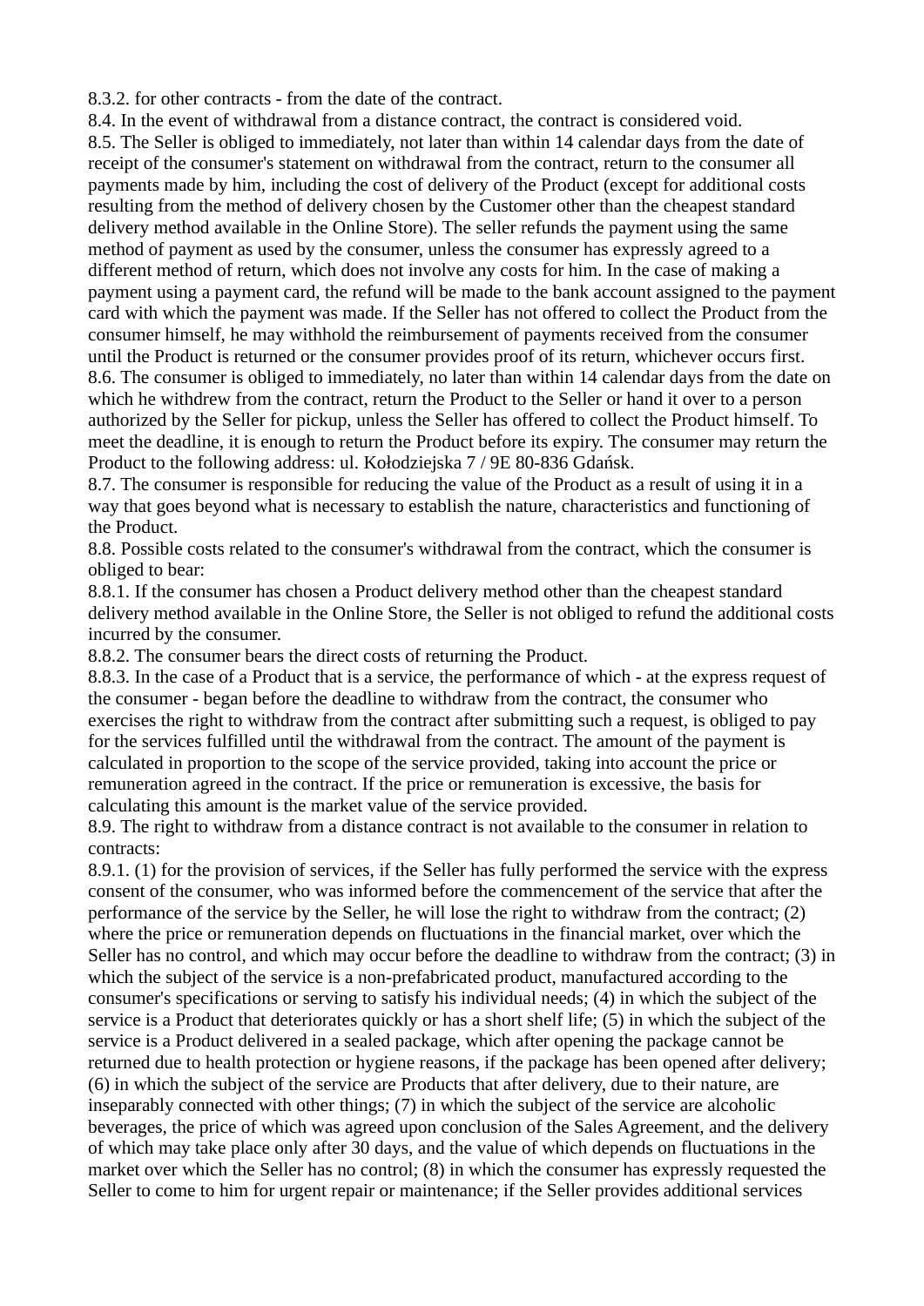8.3.2. for other contracts - from the date of the contract.

8.4. In the event of withdrawal from a distance contract, the contract is considered void.

8.5. The Seller is obliged to immediately, not later than within 14 calendar days from the date of receipt of the consumer's statement on withdrawal from the contract, return to the consumer all payments made by him, including the cost of delivery of the Product (except for additional costs resulting from the method of delivery chosen by the Customer other than the cheapest standard delivery method available in the Online Store). The seller refunds the payment using the same method of payment as used by the consumer, unless the consumer has expressly agreed to a different method of return, which does not involve any costs for him. In the case of making a payment using a payment card, the refund will be made to the bank account assigned to the payment card with which the payment was made. If the Seller has not offered to collect the Product from the consumer himself, he may withhold the reimbursement of payments received from the consumer until the Product is returned or the consumer provides proof of its return, whichever occurs first.

8.6. The consumer is obliged to immediately, no later than within 14 calendar days from the date on which he withdrew from the contract, return the Product to the Seller or hand it over to a person authorized by the Seller for pickup, unless the Seller has offered to collect the Product himself. To meet the deadline, it is enough to return the Product before its expiry. The consumer may return the Product to the following address: ul. Kołodziejska 7 / 9E 80-836 Gdańsk.

8.7. The consumer is responsible for reducing the value of the Product as a result of using it in a way that goes beyond what is necessary to establish the nature, characteristics and functioning of the Product.

8.8. Possible costs related to the consumer's withdrawal from the contract, which the consumer is obliged to bear:

8.8.1. If the consumer has chosen a Product delivery method other than the cheapest standard delivery method available in the Online Store, the Seller is not obliged to refund the additional costs incurred by the consumer.

8.8.2. The consumer bears the direct costs of returning the Product.

8.8.3. In the case of a Product that is a service, the performance of which - at the express request of the consumer - began before the deadline to withdraw from the contract, the consumer who exercises the right to withdraw from the contract after submitting such a request, is obliged to pay for the services fulfilled until the withdrawal from the contract. The amount of the payment is calculated in proportion to the scope of the service provided, taking into account the price or remuneration agreed in the contract. If the price or remuneration is excessive, the basis for calculating this amount is the market value of the service provided.

8.9. The right to withdraw from a distance contract is not available to the consumer in relation to contracts:

8.9.1. (1) for the provision of services, if the Seller has fully performed the service with the express consent of the consumer, who was informed before the commencement of the service that after the performance of the service by the Seller, he will lose the right to withdraw from the contract; (2) where the price or remuneration depends on fluctuations in the financial market, over which the Seller has no control, and which may occur before the deadline to withdraw from the contract; (3) in which the subject of the service is a non-prefabricated product, manufactured according to the consumer's specifications or serving to satisfy his individual needs; (4) in which the subject of the service is a Product that deteriorates quickly or has a short shelf life; (5) in which the subject of the service is a Product delivered in a sealed package, which after opening the package cannot be returned due to health protection or hygiene reasons, if the package has been opened after delivery; (6) in which the subject of the service are Products that after delivery, due to their nature, are inseparably connected with other things; (7) in which the subject of the service are alcoholic beverages, the price of which was agreed upon conclusion of the Sales Agreement, and the delivery of which may take place only after 30 days, and the value of which depends on fluctuations in the market over which the Seller has no control; (8) in which the consumer has expressly requested the Seller to come to him for urgent repair or maintenance; if the Seller provides additional services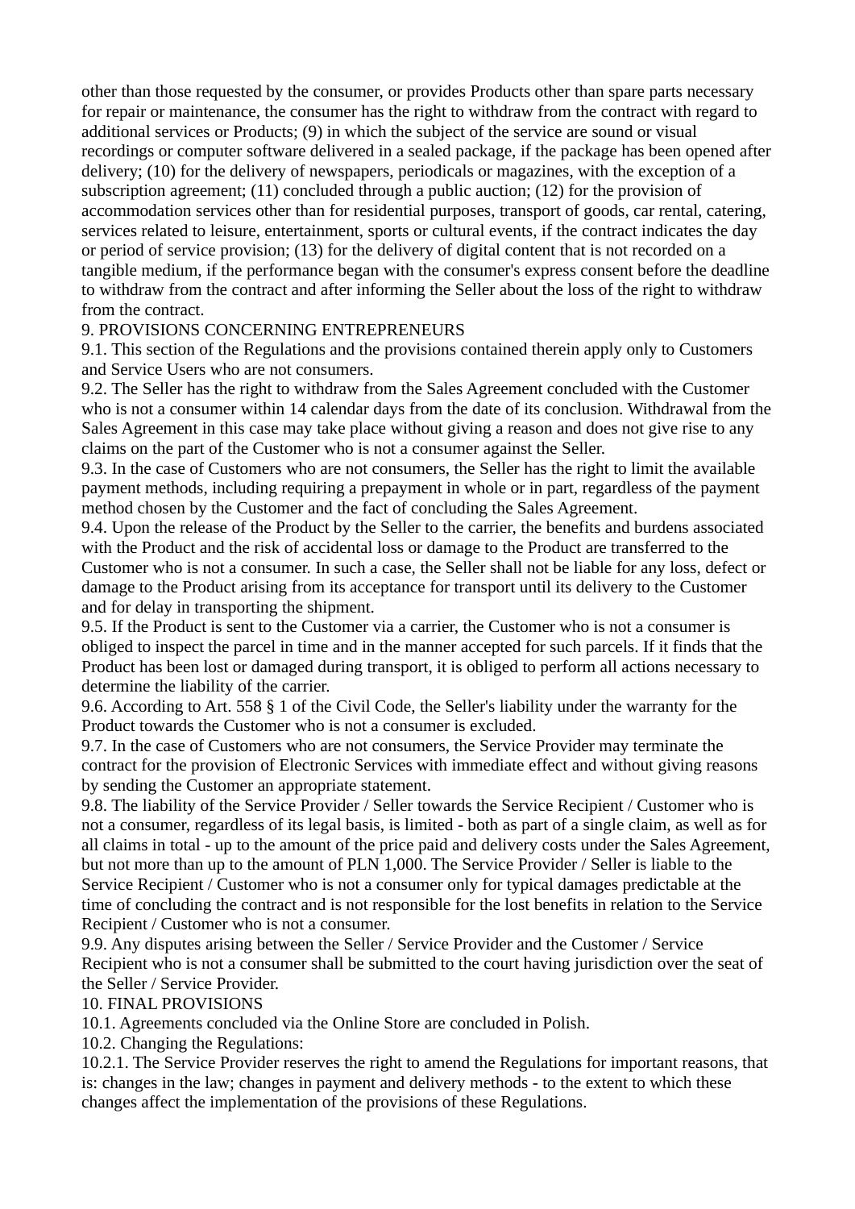other than those requested by the consumer, or provides Products other than spare parts necessary for repair or maintenance, the consumer has the right to withdraw from the contract with regard to additional services or Products; (9) in which the subject of the service are sound or visual recordings or computer software delivered in a sealed package, if the package has been opened after delivery; (10) for the delivery of newspapers, periodicals or magazines, with the exception of a subscription agreement; (11) concluded through a public auction; (12) for the provision of accommodation services other than for residential purposes, transport of goods, car rental, catering, services related to leisure, entertainment, sports or cultural events, if the contract indicates the day or period of service provision; (13) for the delivery of digital content that is not recorded on a tangible medium, if the performance began with the consumer's express consent before the deadline to withdraw from the contract and after informing the Seller about the loss of the right to withdraw from the contract.

## 9. PROVISIONS CONCERNING ENTREPRENEURS

9.1. This section of the Regulations and the provisions contained therein apply only to Customers and Service Users who are not consumers.

9.2. The Seller has the right to withdraw from the Sales Agreement concluded with the Customer who is not a consumer within 14 calendar days from the date of its conclusion. Withdrawal from the Sales Agreement in this case may take place without giving a reason and does not give rise to any claims on the part of the Customer who is not a consumer against the Seller.

9.3. In the case of Customers who are not consumers, the Seller has the right to limit the available payment methods, including requiring a prepayment in whole or in part, regardless of the payment method chosen by the Customer and the fact of concluding the Sales Agreement.

9.4. Upon the release of the Product by the Seller to the carrier, the benefits and burdens associated with the Product and the risk of accidental loss or damage to the Product are transferred to the Customer who is not a consumer. In such a case, the Seller shall not be liable for any loss, defect or damage to the Product arising from its acceptance for transport until its delivery to the Customer and for delay in transporting the shipment.

9.5. If the Product is sent to the Customer via a carrier, the Customer who is not a consumer is obliged to inspect the parcel in time and in the manner accepted for such parcels. If it finds that the Product has been lost or damaged during transport, it is obliged to perform all actions necessary to determine the liability of the carrier.

9.6. According to Art. 558 § 1 of the Civil Code, the Seller's liability under the warranty for the Product towards the Customer who is not a consumer is excluded.

9.7. In the case of Customers who are not consumers, the Service Provider may terminate the contract for the provision of Electronic Services with immediate effect and without giving reasons by sending the Customer an appropriate statement.

9.8. The liability of the Service Provider / Seller towards the Service Recipient / Customer who is not a consumer, regardless of its legal basis, is limited - both as part of a single claim, as well as for all claims in total - up to the amount of the price paid and delivery costs under the Sales Agreement, but not more than up to the amount of PLN 1,000. The Service Provider / Seller is liable to the Service Recipient / Customer who is not a consumer only for typical damages predictable at the time of concluding the contract and is not responsible for the lost benefits in relation to the Service Recipient / Customer who is not a consumer.

9.9. Any disputes arising between the Seller / Service Provider and the Customer / Service Recipient who is not a consumer shall be submitted to the court having jurisdiction over the seat of the Seller / Service Provider.

## 10. FINAL PROVISIONS

10.1. Agreements concluded via the Online Store are concluded in Polish.

10.2. Changing the Regulations:

10.2.1. The Service Provider reserves the right to amend the Regulations for important reasons, that is: changes in the law; changes in payment and delivery methods - to the extent to which these changes affect the implementation of the provisions of these Regulations.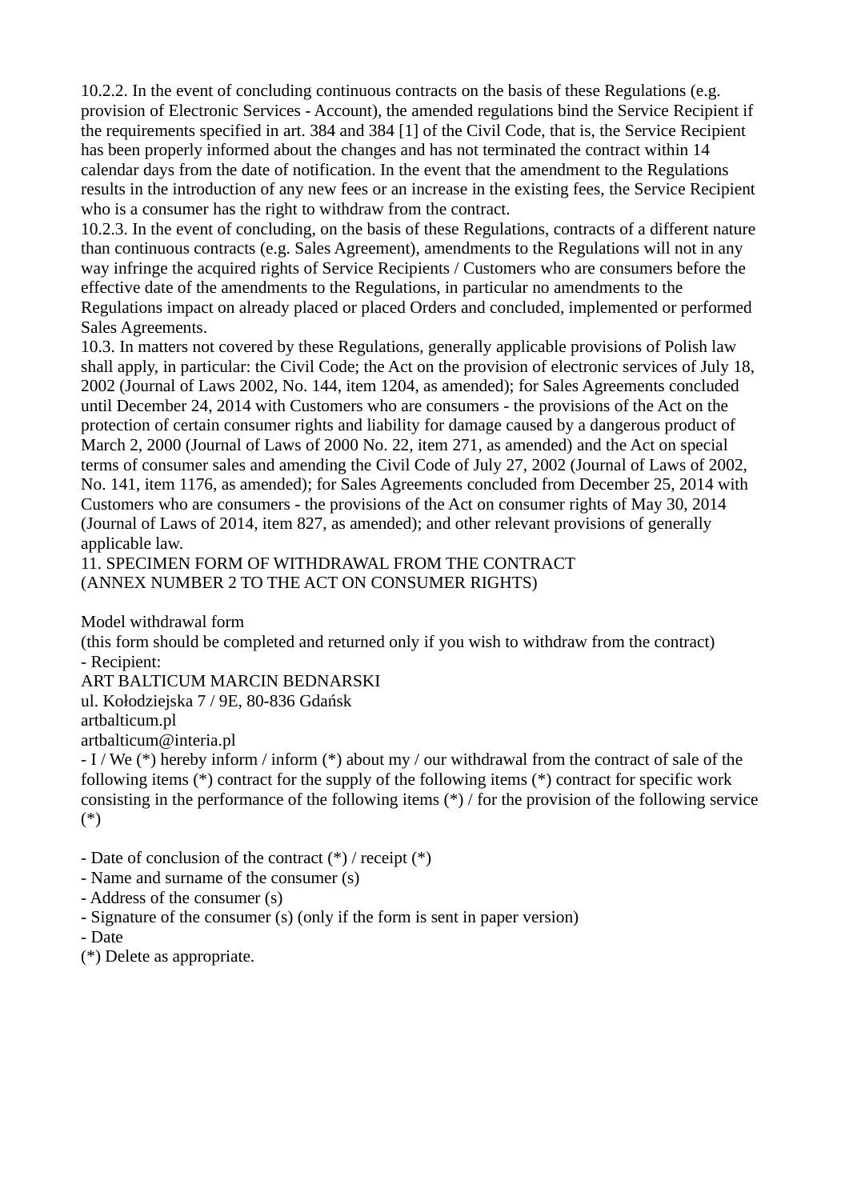10.2.2. In the event of concluding continuous contracts on the basis of these Regulations (e.g. provision of Electronic Services - Account), the amended regulations bind the Service Recipient if the requirements specified in art. 384 and 384 [1] of the Civil Code, that is, the Service Recipient has been properly informed about the changes and has not terminated the contract within 14 calendar days from the date of notification. In the event that the amendment to the Regulations results in the introduction of any new fees or an increase in the existing fees, the Service Recipient who is a consumer has the right to withdraw from the contract.

10.2.3. In the event of concluding, on the basis of these Regulations, contracts of a different nature than continuous contracts (e.g. Sales Agreement), amendments to the Regulations will not in any way infringe the acquired rights of Service Recipients / Customers who are consumers before the effective date of the amendments to the Regulations, in particular no amendments to the Regulations impact on already placed or placed Orders and concluded, implemented or performed Sales Agreements.

10.3. In matters not covered by these Regulations, generally applicable provisions of Polish law shall apply, in particular: the Civil Code; the Act on the provision of electronic services of July 18, 2002 (Journal of Laws 2002, No. 144, item 1204, as amended); for Sales Agreements concluded until December 24, 2014 with Customers who are consumers - the provisions of the Act on the protection of certain consumer rights and liability for damage caused by a dangerous product of March 2, 2000 (Journal of Laws of 2000 No. 22, item 271, as amended) and the Act on special terms of consumer sales and amending the Civil Code of July 27, 2002 (Journal of Laws of 2002, No. 141, item 1176, as amended); for Sales Agreements concluded from December 25, 2014 with Customers who are consumers - the provisions of the Act on consumer rights of May 30, 2014 (Journal of Laws of 2014, item 827, as amended); and other relevant provisions of generally applicable law.

## 11. SPECIMEN FORM OF WITHDRAWAL FROM THE CONTRACT (ANNEX NUMBER 2 TO THE ACT ON CONSUMER RIGHTS)

Model withdrawal form

(this form should be completed and returned only if you wish to withdraw from the contract)

- Recipient:

ART BALTICUM MARCIN BEDNARSKI
ul. Kołodziejska 7 / 9E, 80-836 Gdańsk
artbalticum.pl
artbalticum@interia.pl

- I / We (*) hereby inform / inform (*) about my / our withdrawal from the contract of sale of the following items (*) contract for the supply of the following items (*) contract for specific work consisting in the performance of the following items (*) / for the provision of the following service (*)

- Date of conclusion of the contract (*) / receipt (*)
- Name and surname of the consumer (s)
- Address of the consumer (s)
- Signature of the consumer (s) (only if the form is sent in paper version)
- Date

(*) Delete as appropriate.